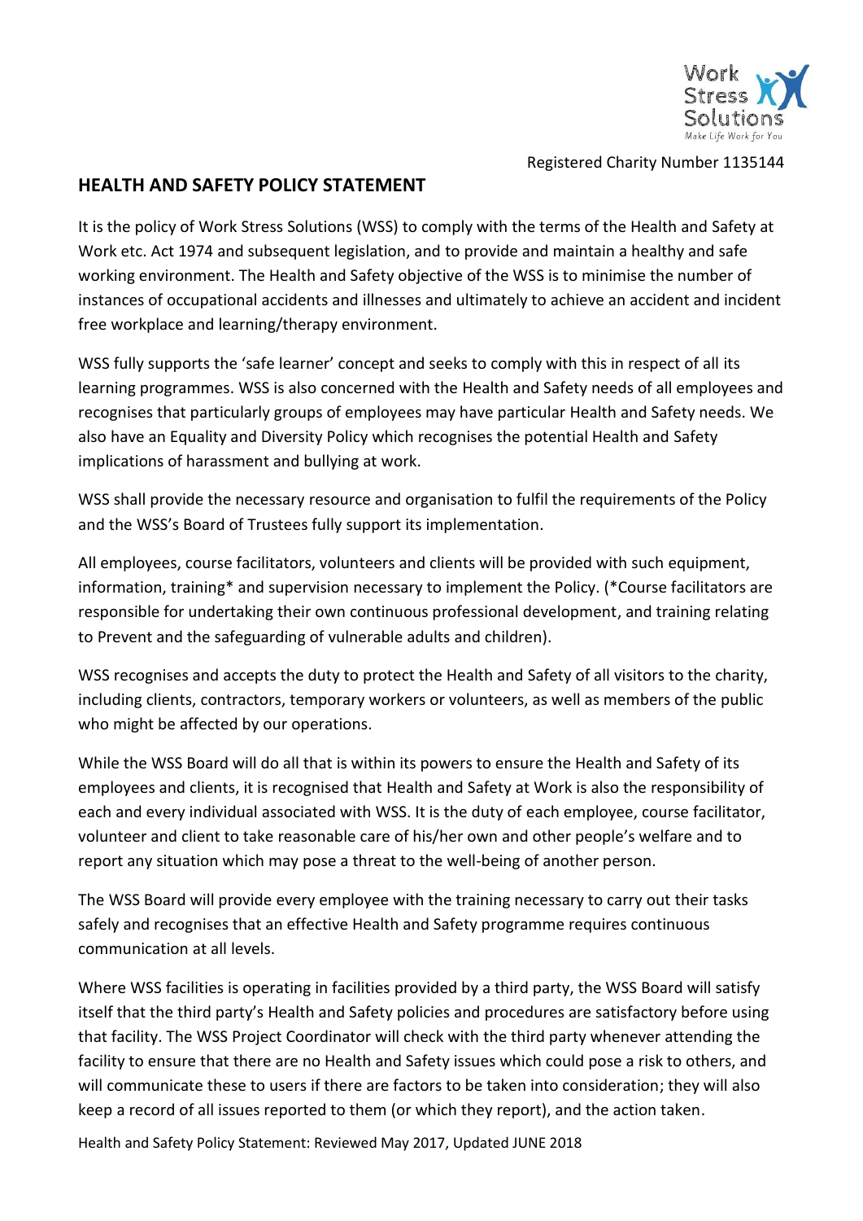Registered Charity Number 1135144

## HEALTH AND SAFETY POLICY STATEMENT

It is the policy of Work Stress Solutions (WSS) to comply with the terms of the Health and Safety at Work etc. Act 1974 and subsequent legislation, and to provide and maintain a healthy and safe working environment. The Health and Safety objective of the WSS is to minimise the number of instances of occupational accidents and illnesses and ultimately to achieve an accident and incident free workplace and learning/therapy environment.

WSS fully supports the 'safe learner' concept and seeks to comply with this in respect of all its learning programmes. WSS is also concerned with the Health and Safety needs of all employees and recognises that particularly groups of employees may have particular Health and Safety needs. We also have an Equality and Diversity Policy which recognises the potential Health and Safety implications of harassment and bullying at work.

WSS shall provide the necessary resource and organisation to fulfil the requirements of the Policy and the WSS's Board of Trustees fully support its implementation.

All employees, course facilitators, volunteers and clients will be provided with such equipment, information, training* and supervision necessary to implement the Policy. (*Course facilitators are responsible for undertaking their own continuous professional development, and training relating to Prevent and the safeguarding of vulnerable adults and children).

WSS recognises and accepts the duty to protect the Health and Safety of all visitors to the charity, including clients, contractors, temporary workers or volunteers, as well as members of the public who might be affected by our operations.

While the WSS Board will do all that is within its powers to ensure the Health and Safety of its employees and clients, it is recognised that Health and Safety at Work is also the responsibility of each and every individual associated with WSS. It is the duty of each employee, course facilitator, volunteer and client to take reasonable care of his/her own and other people's welfare and to report any situation which may pose a threat to the well-being of another person.

The WSS Board will provide every employee with the training necessary to carry out their tasks safely and recognises that an effective Health and Safety programme requires continuous communication at all levels.

Where WSS facilities is operating in facilities provided by a third party, the WSS Board will satisfy itself that the third party's Health and Safety policies and procedures are satisfactory before using that facility. The WSS Project Coordinator will check with the third party whenever attending the facility to ensure that there are no Health and Safety issues which could pose a risk to others, and will communicate these to users if there are factors to be taken into consideration; they will also keep a record of all issues reported to them (or which they report), and the action taken.

Health and Safety Policy Statement: Reviewed May 2017, Updated JUNE 2018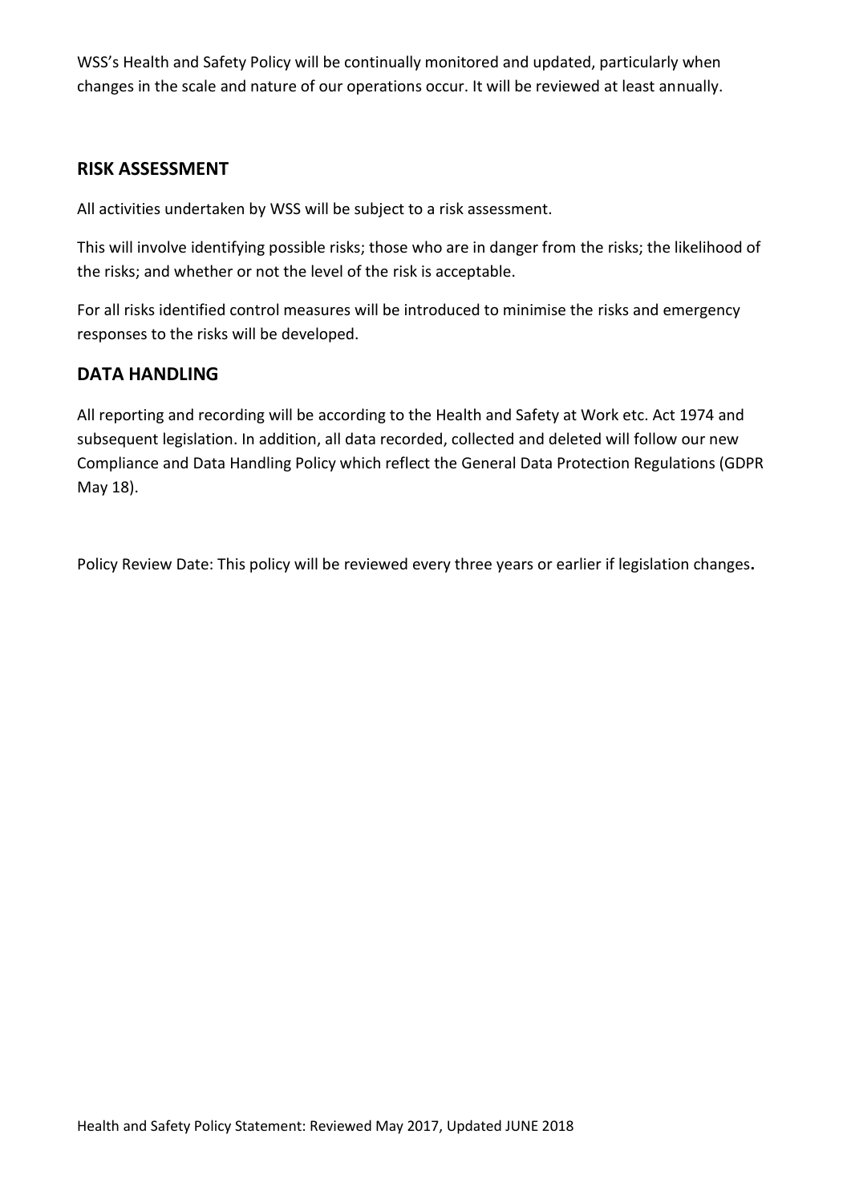WSS's Health and Safety Policy will be continually monitored and updated, particularly when changes in the scale and nature of our operations occur. It will be reviewed at least annually.

## RISK ASSESSMENT

All activities undertaken by WSS will be subject to a risk assessment.

This will involve identifying possible risks; those who are in danger from the risks; the likelihood of the risks; and whether or not the level of the risk is acceptable.

For all risks identified control measures will be introduced to minimise the risks and emergency responses to the risks will be developed.

## DATA HANDLING

All reporting and recording will be according to the Health and Safety at Work etc. Act 1974 and subsequent legislation. In addition, all data recorded, collected and deleted will follow our new Compliance and Data Handling Policy which reflect the General Data Protection Regulations (GDPR May 18).

Policy Review Date: This policy will be reviewed every three years or earlier if legislation changes**.**

Health and Safety Policy Statement: Reviewed May 2017, Updated JUNE 2018